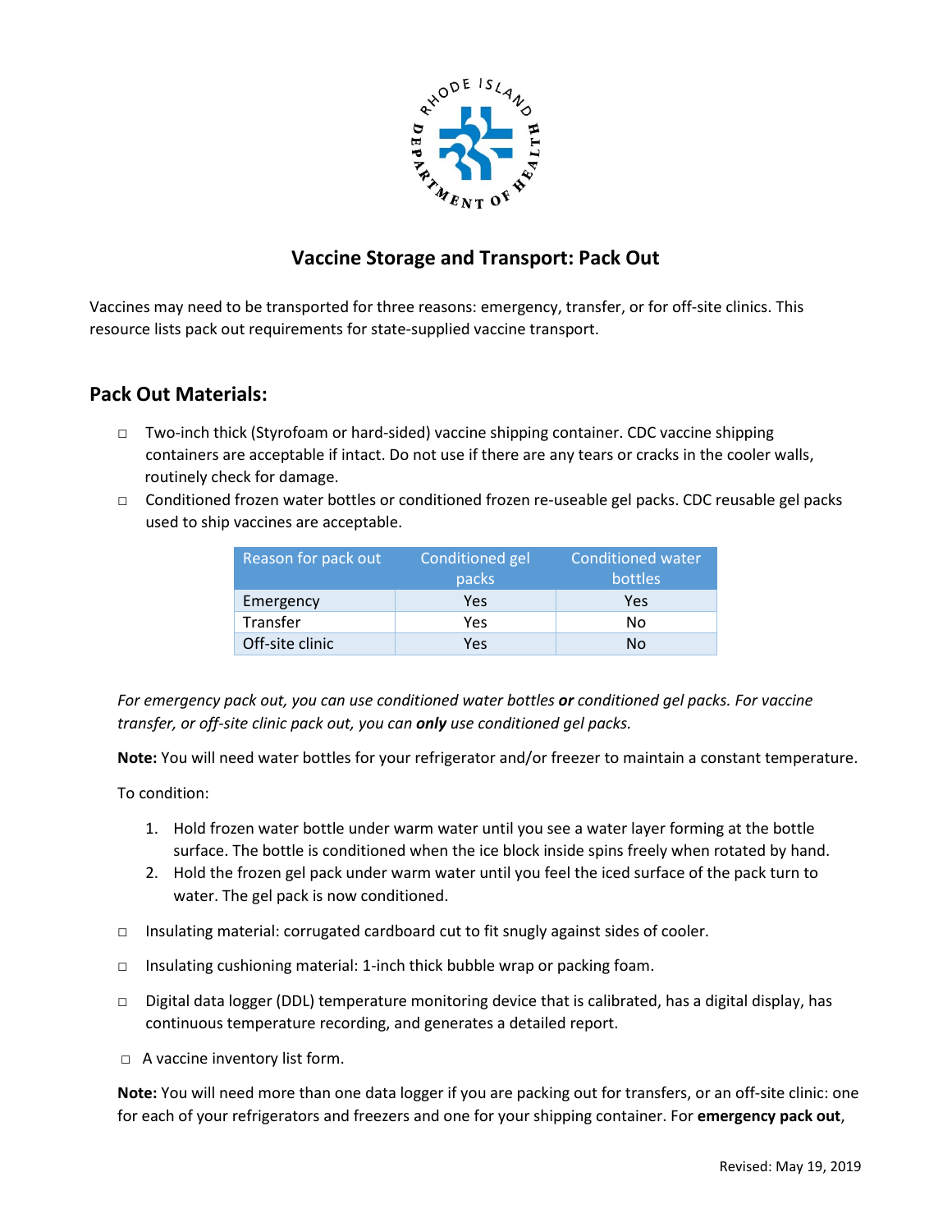# Vaccine Storage and Transport: Pack Out

Vaccines may need to be transported for three reasons: emergency, transfer, or for off-site clinics. This resource lists pack out requirements for state-supplied vaccine transport.

## Pack Out Materials:

- ☐ Two-inch thick (Styrofoam or hard-sided) vaccine shipping container. CDC vaccine shipping containers are acceptable if intact. Do not use if there are any tears or cracks in the cooler walls, routinely check for damage.
- ☐ Conditioned frozen water bottles or conditioned frozen re-useable gel packs. CDC reusable gel packs used to ship vaccines are acceptable.

| Reason for pack out | Conditioned gel packs | Conditioned water bottles |
|---|---|---|
| Emergency | Yes | Yes |
| Transfer | Yes | No |
| Off-site clinic | Yes | No |

*For emergency pack out, you can use conditioned water bottles* ***or*** *conditioned gel packs. For vaccine transfer, or off-site clinic pack out, you can* ***only*** *use conditioned gel packs.*

**Note:** You will need water bottles for your refrigerator and/or freezer to maintain a constant temperature.

To condition:

1. Hold frozen water bottle under warm water until you see a water layer forming at the bottle surface. The bottle is conditioned when the ice block inside spins freely when rotated by hand.
2. Hold the frozen gel pack under warm water until you feel the iced surface of the pack turn to water. The gel pack is now conditioned.

- ☐ Insulating material: corrugated cardboard cut to fit snugly against sides of cooler.
- ☐ Insulating cushioning material: 1-inch thick bubble wrap or packing foam.
- ☐ Digital data logger (DDL) temperature monitoring device that is calibrated, has a digital display, has continuous temperature recording, and generates a detailed report.
- ☐ A vaccine inventory list form.

**Note:** You will need more than one data logger if you are packing out for transfers, or an off-site clinic: one for each of your refrigerators and freezers and one for your shipping container. For **emergency pack out**,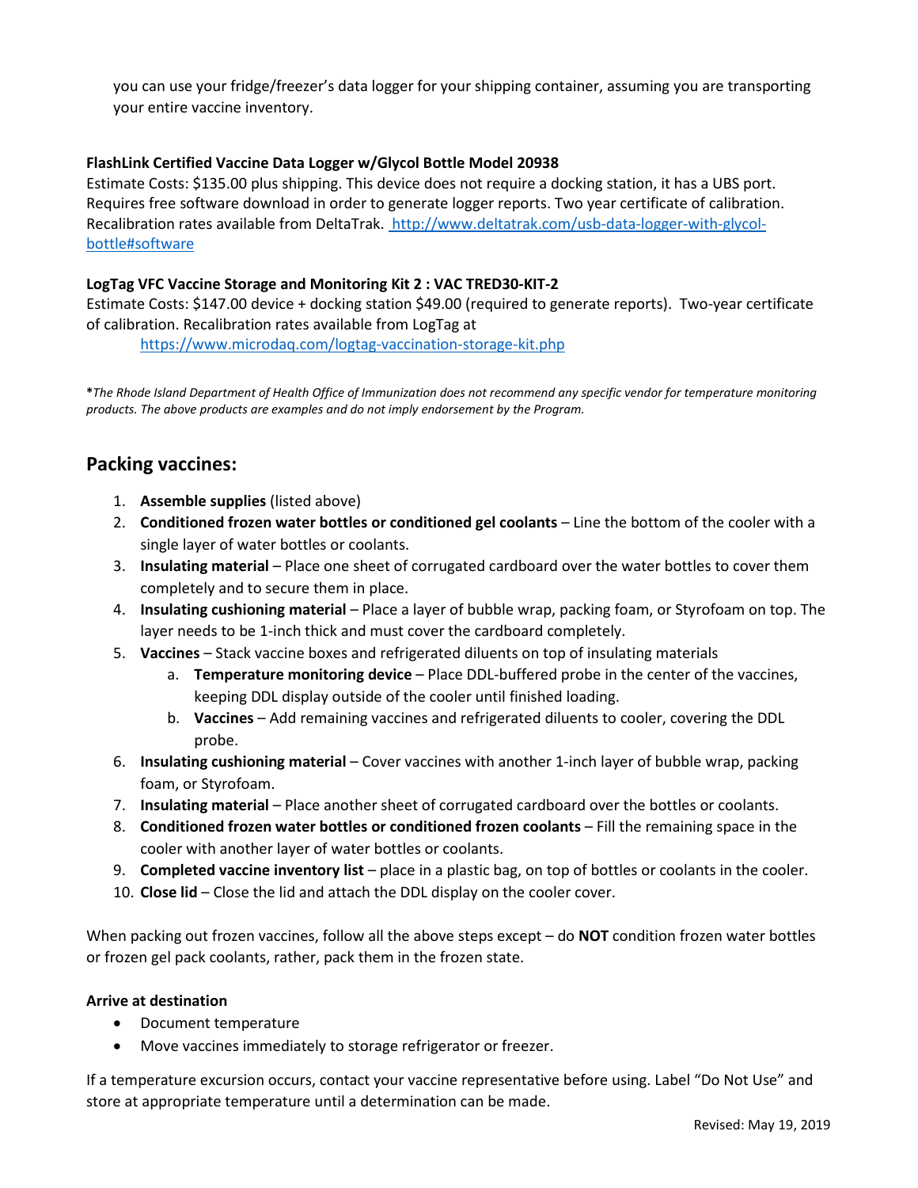you can use your fridge/freezer's data logger for your shipping container, assuming you are transporting your entire vaccine inventory.

**FlashLink Certified Vaccine Data Logger w/Glycol Bottle Model 20938**
Estimate Costs: $135.00 plus shipping. This device does not require a docking station, it has a UBS port. Requires free software download in order to generate logger reports. Two year certificate of calibration. Recalibration rates available from DeltaTrak. [http://www.deltatrak.com/usb-data-logger-with-glycol-bottle#software](http://www.deltatrak.com/usb-data-logger-with-glycol-bottle#software)

**LogTag VFC Vaccine Storage and Monitoring Kit 2 : VAC TRED30-KIT-2**
Estimate Costs: $147.00 device + docking station $49.00 (required to generate reports). Two-year certificate of calibration. Recalibration rates available from LogTag at
[https://www.microdaq.com/logtag-vaccination-storage-kit.php](https://www.microdaq.com/logtag-vaccination-storage-kit.php)

***The Rhode Island Department of Health Office of Immunization does not recommend any specific vendor for temperature monitoring products. The above products are examples and do not imply endorsement by the Program.*

## Packing vaccines:

1. **Assemble supplies** (listed above)
2. **Conditioned frozen water bottles or conditioned gel coolants** – Line the bottom of the cooler with a single layer of water bottles or coolants.
3. **Insulating material** – Place one sheet of corrugated cardboard over the water bottles to cover them completely and to secure them in place.
4. **Insulating cushioning material** – Place a layer of bubble wrap, packing foam, or Styrofoam on top. The layer needs to be 1-inch thick and must cover the cardboard completely.
5. **Vaccines** – Stack vaccine boxes and refrigerated diluents on top of insulating materials
    a. **Temperature monitoring device** – Place DDL-buffered probe in the center of the vaccines, keeping DDL display outside of the cooler until finished loading.
    b. **Vaccines** – Add remaining vaccines and refrigerated diluents to cooler, covering the DDL probe.
6. **Insulating cushioning material** – Cover vaccines with another 1-inch layer of bubble wrap, packing foam, or Styrofoam.
7. **Insulating material** – Place another sheet of corrugated cardboard over the bottles or coolants.
8. **Conditioned frozen water bottles or conditioned frozen coolants** – Fill the remaining space in the cooler with another layer of water bottles or coolants.
9. **Completed vaccine inventory list** – place in a plastic bag, on top of bottles or coolants in the cooler.
10. **Close lid** – Close the lid and attach the DDL display on the cooler cover.

When packing out frozen vaccines, follow all the above steps except – do **NOT** condition frozen water bottles or frozen gel pack coolants, rather, pack them in the frozen state.

**Arrive at destination**

- Document temperature
- Move vaccines immediately to storage refrigerator or freezer.

If a temperature excursion occurs, contact your vaccine representative before using. Label "Do Not Use" and store at appropriate temperature until a determination can be made.

Revised: May 19, 2019